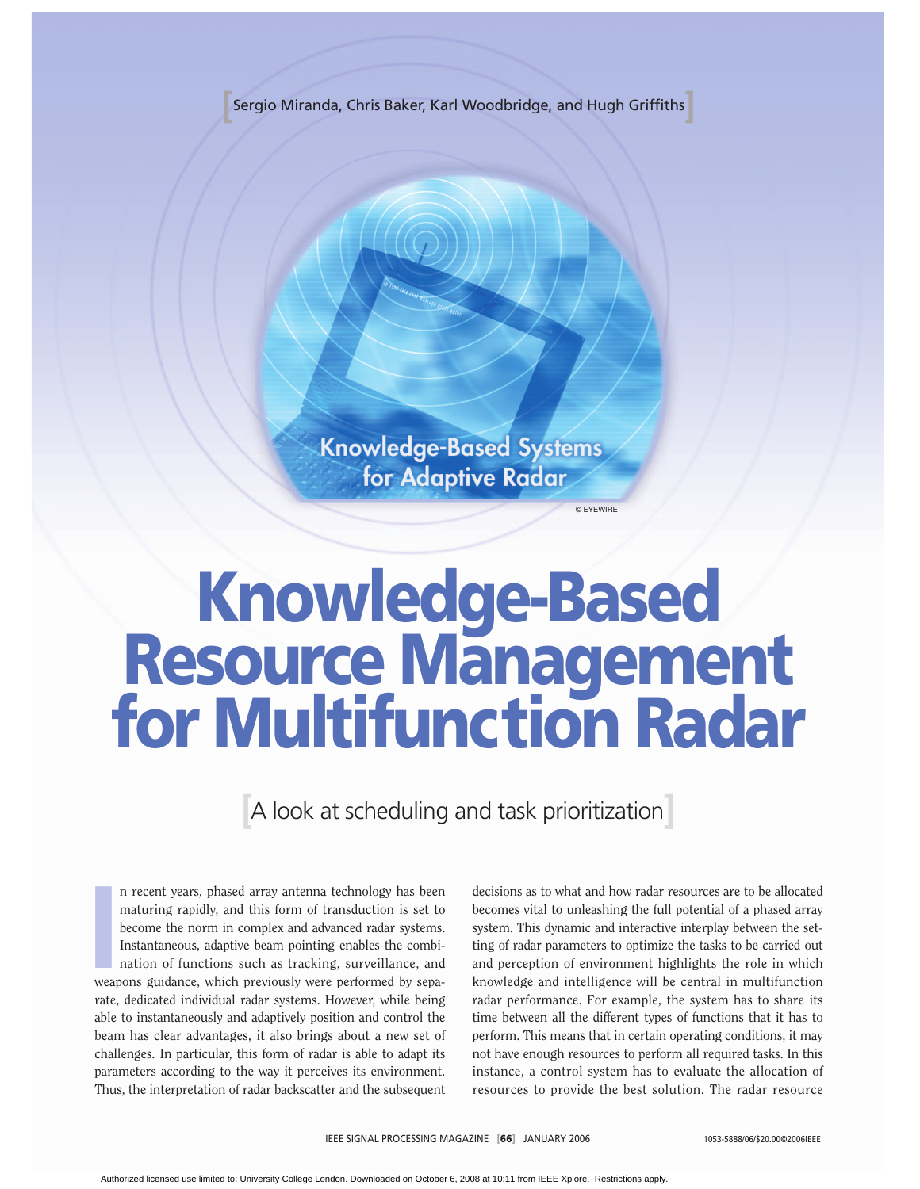Sergio Miranda, Chris Baker, Karl Woodbridge, and Hugh Griffiths

Knowledge-Based Systems for Adaptive Radar

# Knowledge-Based Resource Management for Multifunction Radar

## A look at scheduling and task prioritization

In recent years, phased array antenna technology has been maturing rapidly, and this form of transduction is set to become the norm in complex and advanced radar systems. Instantaneous, adaptive beam pointing enables the combination of functions such as tracking, surveillance, and weapons guidance, which previously were performed by separate, dedicated individual radar systems. However, while being able to instantaneously and adaptively position and control the beam has clear advantages, it also brings about a new set of challenges. In particular, this form of radar is able to adapt its parameters according to the way it perceives its environment. Thus, the interpretation of radar backscatter and the subsequent decisions as to what and how radar resources are to be allocated becomes vital to unleashing the full potential of a phased array system. This dynamic and interactive interplay between the setting of radar parameters to optimize the tasks to be carried out and perception of environment highlights the role in which knowledge and intelligence will be central in multifunction radar performance. For example, the system has to share its time between all the different types of functions that it has to perform. This means that in certain operating conditions, it may not have enough resources to perform all required tasks. In this instance, a control system has to evaluate the allocation of resources to provide the best solution. The radar resource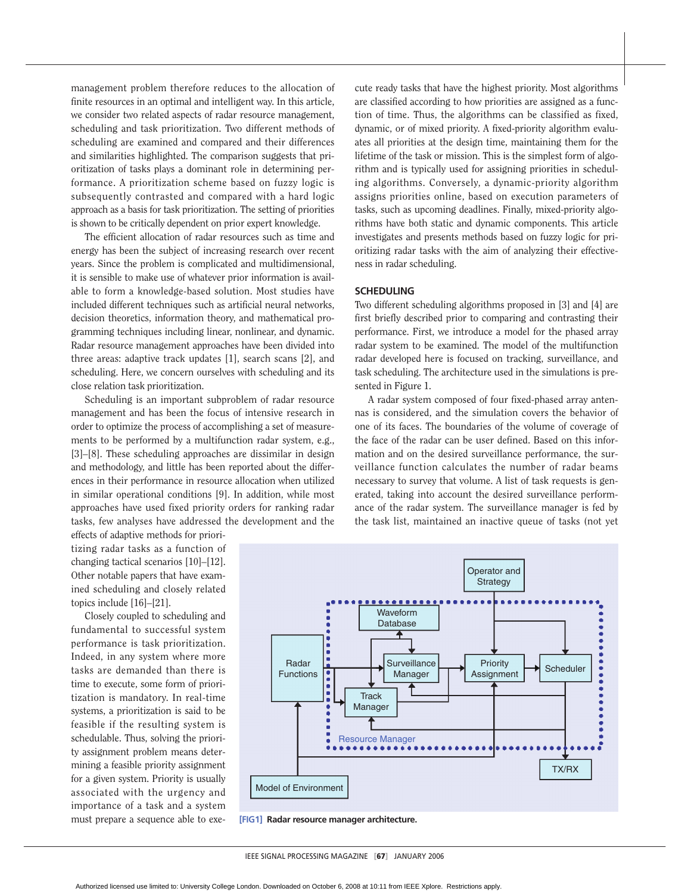management problem therefore reduces to the allocation of finite resources in an optimal and intelligent way. In this article, we consider two related aspects of radar resource management, scheduling and task prioritization. Two different methods of scheduling are examined and compared and their differences and similarities highlighted. The comparison suggests that prioritization of tasks plays a dominant role in determining performance. A prioritization scheme based on fuzzy logic is subsequently contrasted and compared with a hard logic approach as a basis for task prioritization. The setting of priorities is shown to be critically dependent on prior expert knowledge.

The efficient allocation of radar resources such as time and energy has been the subject of increasing research over recent years. Since the problem is complicated and multidimensional, it is sensible to make use of whatever prior information is available to form a knowledge-based solution. Most studies have included different techniques such as artificial neural networks, decision theoretics, information theory, and mathematical programming techniques including linear, nonlinear, and dynamic. Radar resource management approaches have been divided into three areas: adaptive track updates [1], search scans [2], and scheduling. Here, we concern ourselves with scheduling and its close relation task prioritization.

Scheduling is an important subproblem of radar resource management and has been the focus of intensive research in order to optimize the process of accomplishing a set of measurements to be performed by a multifunction radar system, e.g., [3]–[8]. These scheduling approaches are dissimilar in design and methodology, and little has been reported about the differences in their performance in resource allocation when utilized in similar operational conditions [9]. In addition, while most approaches have used fixed priority orders for ranking radar tasks, few analyses have addressed the development and the effects of adaptive methods for prioritizing radar tasks as a function of changing tactical scenarios [10]–[12]. Other notable papers that have examined scheduling and closely related topics include [16]–[21].

Closely coupled to scheduling and fundamental to successful system performance is task prioritization. Indeed, in any system where more tasks are demanded than there is time to execute, some form of prioritization is mandatory. In real-time systems, a prioritization is said to be feasible if the resulting system is schedulable. Thus, solving the priority assignment problem means determining a feasible priority assignment for a given system. Priority is usually associated with the urgency and importance of a task and a system must prepare a sequence able to execute ready tasks that have the highest priority. Most algorithms are classified according to how priorities are assigned as a function of time. Thus, the algorithms can be classified as fixed, dynamic, or of mixed priority. A fixed-priority algorithm evaluates all priorities at the design time, maintaining them for the lifetime of the task or mission. This is the simplest form of algorithm and is typically used for assigning priorities in scheduling algorithms. Conversely, a dynamic-priority algorithm assigns priorities online, based on execution parameters of tasks, such as upcoming deadlines. Finally, mixed-priority algorithms have both static and dynamic components. This article investigates and presents methods based on fuzzy logic for prioritizing radar tasks with the aim of analyzing their effectiveness in radar scheduling.

## SCHEDULING

Two different scheduling algorithms proposed in [3] and [4] are first briefly described prior to comparing and contrasting their performance. First, we introduce a model for the phased array radar system to be examined. The model of the multifunction radar developed here is focused on tracking, surveillance, and task scheduling. The architecture used in the simulations is presented in Figure 1.

A radar system composed of four fixed-phased array antennas is considered, and the simulation covers the behavior of one of its faces. The boundaries of the volume of coverage of the face of the radar can be user defined. Based on this information and on the desired surveillance performance, the surveillance function calculates the number of radar beams necessary to survey that volume. A list of task requests is generated, taking into account the desired surveillance performance of the radar system. The surveillance manager is fed by the task list, maintained an inactive queue of tasks (not yet

**[FIG1] Radar resource manager architecture.**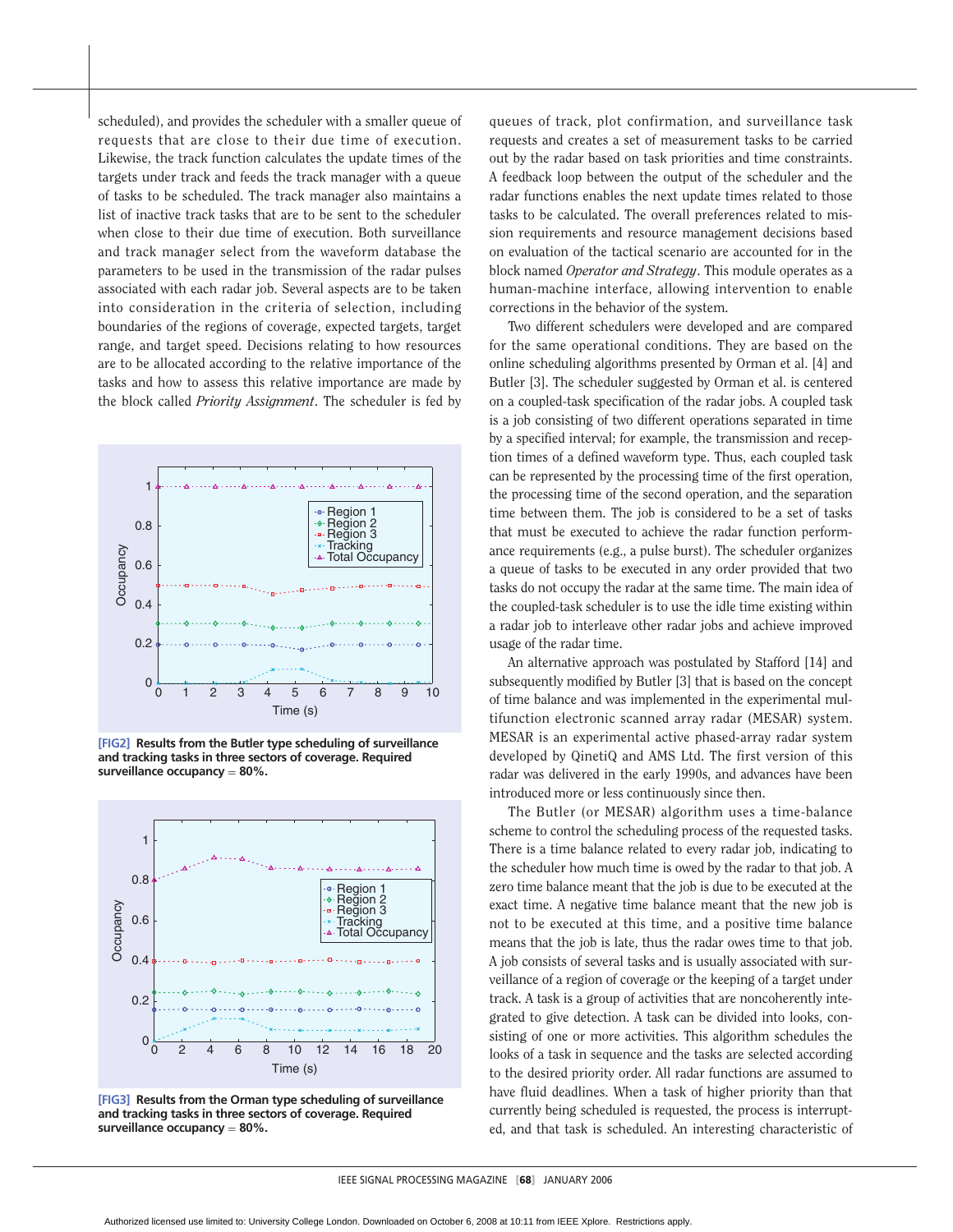scheduled), and provides the scheduler with a smaller queue of requests that are close to their due time of execution. Likewise, the track function calculates the update times of the targets under track and feeds the track manager with a queue of tasks to be scheduled. The track manager also maintains a list of inactive track tasks that are to be sent to the scheduler when close to their due time of execution. Both surveillance and track manager select from the waveform database the parameters to be used in the transmission of the radar pulses associated with each radar job. Several aspects are to be taken into consideration in the criteria of selection, including boundaries of the regions of coverage, expected targets, target range, and target speed. Decisions relating to how resources are to be allocated according to the relative importance of the tasks and how to assess this relative importance are made by the block called *Priority Assignment*. The scheduler is fed by queues of track, plot confirmation, and surveillance task requests and creates a set of measurement tasks to be carried out by the radar based on task priorities and time constraints. A feedback loop between the output of the scheduler and the radar functions enables the next update times related to those tasks to be calculated. The overall preferences related to mission requirements and resource management decisions based on evaluation of the tactical scenario are accounted for in the block named *Operator and Strategy*. This module operates as a human-machine interface, allowing intervention to enable corrections in the behavior of the system.

Occupancy
Time (s)
Region 1
Region 2
Region 3
Tracking
Total Occupancy
0 1 2 3 4 5 6 7 8 9 10
0 0.2 0.4 0.6 0.8 1

**[FIG2] Results from the Butler type scheduling of surveillance and tracking tasks in three sectors of coverage. Required surveillance occupancy = 80%.**

Occupancy
Time (s)
Region 1
Region 2
Region 3
Tracking
Total Occupancy
0 2 4 6 8 10 12 14 16 18 20
0 0.2 0.4 0.6 0.8 1

**[FIG3] Results from the Orman type scheduling of surveillance and tracking tasks in three sectors of coverage. Required surveillance occupancy = 80%.**

Two different schedulers were developed and are compared for the same operational conditions. They are based on the online scheduling algorithms presented by Orman et al. [4] and Butler [3]. The scheduler suggested by Orman et al. is centered on a coupled-task specification of the radar jobs. A coupled task is a job consisting of two different operations separated in time by a specified interval; for example, the transmission and reception times of a defined waveform type. Thus, each coupled task can be represented by the processing time of the first operation, the processing time of the second operation, and the separation time between them. The job is considered to be a set of tasks that must be executed to achieve the radar function performance requirements (e.g., a pulse burst). The scheduler organizes a queue of tasks to be executed in any order provided that two tasks do not occupy the radar at the same time. The main idea of the coupled-task scheduler is to use the idle time existing within a radar job to interleave other radar jobs and achieve improved usage of the radar time.

An alternative approach was postulated by Stafford [14] and subsequently modified by Butler [3] that is based on the concept of time balance and was implemented in the experimental multifunction electronic scanned array radar (MESAR) system. MESAR is an experimental active phased-array radar system developed by QinetiQ and AMS Ltd. The first version of this radar was delivered in the early 1990s, and advances have been introduced more or less continuously since then.

The Butler (or MESAR) algorithm uses a time-balance scheme to control the scheduling process of the requested tasks. There is a time balance related to every radar job, indicating to the scheduler how much time is owed by the radar to that job. A zero time balance meant that the job is due to be executed at the exact time. A negative time balance meant that the new job is not to be executed at this time, and a positive time balance means that the job is late, thus the radar owes time to that job. A job consists of several tasks and is usually associated with surveillance of a region of coverage or the keeping of a target under track. A task is a group of activities that are noncoherently integrated to give detection. A task can be divided into looks, consisting of one or more activities. This algorithm schedules the looks of a task in sequence and the tasks are selected according to the desired priority order. All radar functions are assumed to have fluid deadlines. When a task of higher priority than that currently being scheduled is requested, the process is interrupted, and that task is scheduled. An interesting characteristic of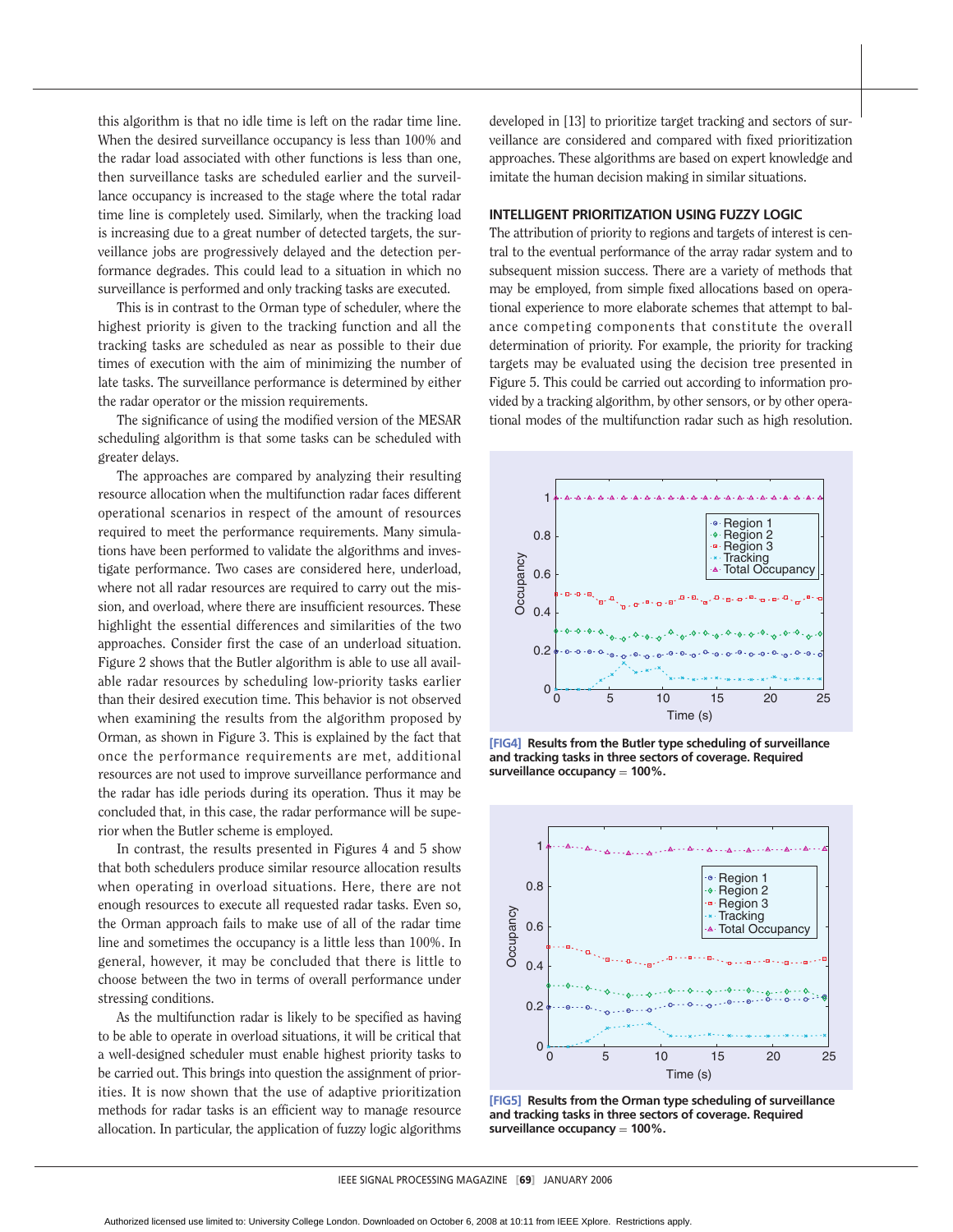this algorithm is that no idle time is left on the radar time line. When the desired surveillance occupancy is less than 100% and the radar load associated with other functions is less than one, then surveillance tasks are scheduled earlier and the surveillance occupancy is increased to the stage where the total radar time line is completely used. Similarly, when the tracking load is increasing due to a great number of detected targets, the surveillance jobs are progressively delayed and the detection performance degrades. This could lead to a situation in which no surveillance is performed and only tracking tasks are executed.

This is in contrast to the Orman type of scheduler, where the highest priority is given to the tracking function and all the tracking tasks are scheduled as near as possible to their due times of execution with the aim of minimizing the number of late tasks. The surveillance performance is determined by either the radar operator or the mission requirements.

The significance of using the modified version of the MESAR scheduling algorithm is that some tasks can be scheduled with greater delays.

The approaches are compared by analyzing their resulting resource allocation when the multifunction radar faces different operational scenarios in respect of the amount of resources required to meet the performance requirements. Many simulations have been performed to validate the algorithms and investigate performance. Two cases are considered here, underload, where not all radar resources are required to carry out the mission, and overload, where there are insufficient resources. These highlight the essential differences and similarities of the two approaches. Consider first the case of an underload situation. Figure 2 shows that the Butler algorithm is able to use all available radar resources by scheduling low-priority tasks earlier than their desired execution time. This behavior is not observed when examining the results from the algorithm proposed by Orman, as shown in Figure 3. This is explained by the fact that once the performance requirements are met, additional resources are not used to improve surveillance performance and the radar has idle periods during its operation. Thus it may be concluded that, in this case, the radar performance will be superior when the Butler scheme is employed.

In contrast, the results presented in Figures 4 and 5 show that both schedulers produce similar resource allocation results when operating in overload situations. Here, there are not enough resources to execute all requested radar tasks. Even so, the Orman approach fails to make use of all of the radar time line and sometimes the occupancy is a little less than 100%. In general, however, it may be concluded that there is little to choose between the two in terms of overall performance under stressing conditions.

As the multifunction radar is likely to be specified as having to be able to operate in overload situations, it will be critical that a well-designed scheduler must enable highest priority tasks to be carried out. This brings into question the assignment of priorities. It is now shown that the use of adaptive prioritization methods for radar tasks is an efficient way to manage resource allocation. In particular, the application of fuzzy logic algorithms developed in [13] to prioritize target tracking and sectors of surveillance are considered and compared with fixed prioritization approaches. These algorithms are based on expert knowledge and imitate the human decision making in similar situations.

## INTELLIGENT PRIORITIZATION USING FUZZY LOGIC

The attribution of priority to regions and targets of interest is central to the eventual performance of the array radar system and to subsequent mission success. There are a variety of methods that may be employed, from simple fixed allocations based on operational experience to more elaborate schemes that attempt to balance competing components that constitute the overall determination of priority. For example, the priority for tracking targets may be evaluated using the decision tree presented in Figure 5. This could be carried out according to information provided by a tracking algorithm, by other sensors, or by other operational modes of the multifunction radar such as high resolution.

Occupancy
Time (s)
Region 1
Region 2
Region 3
Tracking
Total Occupancy
0
0.2
0.4
0.6
0.8
1
0
5
10
15
20
25

**[FIG4] Results from the Butler type scheduling of surveillance and tracking tasks in three sectors of coverage. Required surveillance occupancy = 100%.**

Occupancy
Time (s)
Region 1
Region 2
Region 3
Tracking
Total Occupancy
0
0.2
0.4
0.6
0.8
1
0
5
10
15
20
25

**[FIG5] Results from the Orman type scheduling of surveillance and tracking tasks in three sectors of coverage. Required surveillance occupancy = 100%.**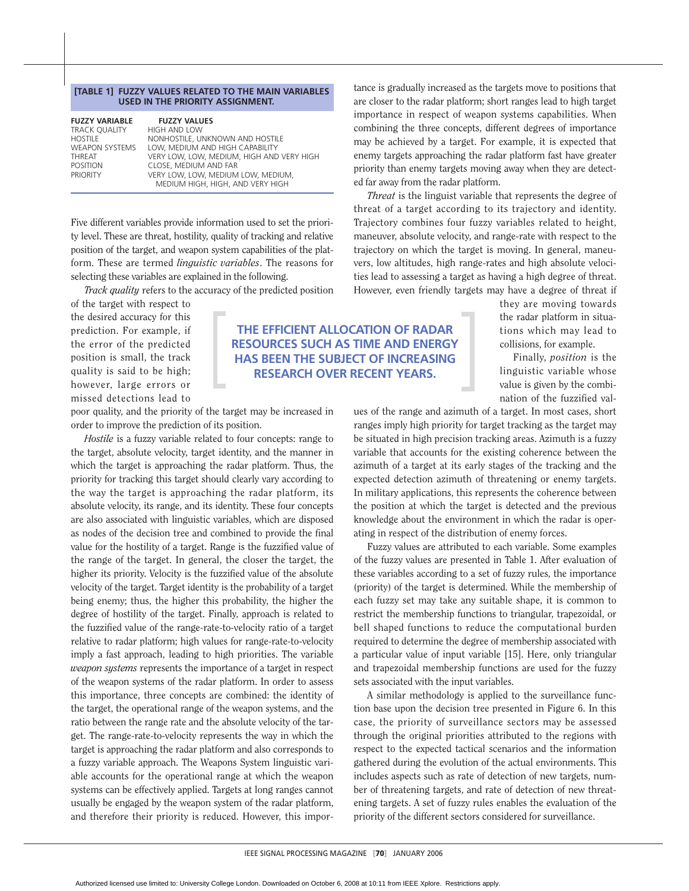**[TABLE 1] FUZZY VALUES RELATED TO THE MAIN VARIABLES USED IN THE PRIORITY ASSIGNMENT.**

| FUZZY VARIABLE | FUZZY VALUES |
|---|---|
| TRACK QUALITY | HIGH AND LOW |
| HOSTILE | NONHOSTILE, UNKNOWN AND HOSTILE |
| WEAPON SYSTEMS | LOW, MEDIUM AND HIGH CAPABILITY |
| THREAT | VERY LOW, LOW, MEDIUM, HIGH AND VERY HIGH |
| POSITION | CLOSE, MEDIUM AND FAR |
| PRIORITY | VERY LOW, LOW, MEDIUM LOW, MEDIUM, MEDIUM HIGH, HIGH, AND VERY HIGH |

Five different variables provide information used to set the priority level. These are threat, hostility, quality of tracking and relative position of the target, and weapon system capabilities of the platform. These are termed *linguistic variables*. The reasons for selecting these variables are explained in the following.

*Track quality* refers to the accuracy of the predicted position of the target with respect to the desired accuracy for this prediction. For example, if the error of the predicted position is small, the track quality is said to be high; however, large errors or missed detections lead to poor quality, and the priority of the target may be increased in order to improve the prediction of its position.

*Hostile* is a fuzzy variable related to four concepts: range to the target, absolute velocity, target identity, and the manner in which the target is approaching the radar platform. Thus, the priority for tracking this target should clearly vary according to the way the target is approaching the radar platform, its absolute velocity, its range, and its identity. These four concepts are also associated with linguistic variables, which are disposed as nodes of the decision tree and combined to provide the final value for the hostility of a target. Range is the fuzzified value of the range of the target. In general, the closer the target, the higher its priority. Velocity is the fuzzified value of the absolute velocity of the target. Target identity is the probability of a target being enemy; thus, the higher this probability, the higher the degree of hostility of the target. Finally, approach is related to the fuzzified value of the range-rate-to-velocity ratio of a target relative to radar platform; high values for range-rate-to-velocity imply a fast approach, leading to high priorities. The variable *weapon systems* represents the importance of a target in respect of the weapon systems of the radar platform. In order to assess this importance, three concepts are combined: the identity of the target, the operational range of the weapon systems, and the ratio between the range rate and the absolute velocity of the target. The range-rate-to-velocity represents the way in which the target is approaching the radar platform and also corresponds to a fuzzy variable approach. The Weapons System linguistic variable accounts for the operational range at which the weapon systems can be effectively applied. Targets at long ranges cannot usually be engaged by the weapon system of the radar platform, and therefore their priority is reduced. However, this importance is gradually increased as the targets move to positions that are closer to the radar platform; short ranges lead to high target importance in respect of weapon systems capabilities. When combining the three concepts, different degrees of importance may be achieved by a target. For example, it is expected that enemy targets approaching the radar platform fast have greater priority than enemy targets moving away when they are detected far away from the radar platform.

*Threat* is the linguist variable that represents the degree of threat of a target according to its trajectory and identity. Trajectory combines four fuzzy variables related to height, maneuver, absolute velocity, and range-rate with respect to the trajectory on which the target is moving. In general, maneuvers, low altitudes, high range-rates and high absolute velocities lead to assessing a target as having a high degree of threat. However, even friendly targets may have a degree of threat if they are moving towards the radar platform in situations which may lead to collisions, for example.

Finally, *position* is the linguistic variable whose value is given by the combination of the fuzzified values of the range and azimuth of a target. In most cases, short ranges imply high priority for target tracking as the target may be situated in high precision tracking areas. Azimuth is a fuzzy variable that accounts for the existing coherence between the azimuth of a target at its early stages of the tracking and the expected detection azimuth of threatening or enemy targets. In military applications, this represents the coherence between the position at which the target is detected and the previous knowledge about the environment in which the radar is operating in respect of the distribution of enemy forces.

Fuzzy values are attributed to each variable. Some examples of the fuzzy values are presented in Table 1. After evaluation of these variables according to a set of fuzzy rules, the importance (priority) of the target is determined. While the membership of each fuzzy set may take any suitable shape, it is common to restrict the membership functions to triangular, trapezoidal, or bell shaped functions to reduce the computational burden required to determine the degree of membership associated with a particular value of input variable [15]. Here, only triangular and trapezoidal membership functions are used for the fuzzy sets associated with the input variables.

A similar methodology is applied to the surveillance function base upon the decision tree presented in Figure 6. In this case, the priority of surveillance sectors may be assessed through the original priorities attributed to the regions with respect to the expected tactical scenarios and the information gathered during the evolution of the actual environments. This includes aspects such as rate of detection of new targets, number of threatening targets, and rate of detection of new threatening targets. A set of fuzzy rules enables the evaluation of the priority of the different sectors considered for surveillance.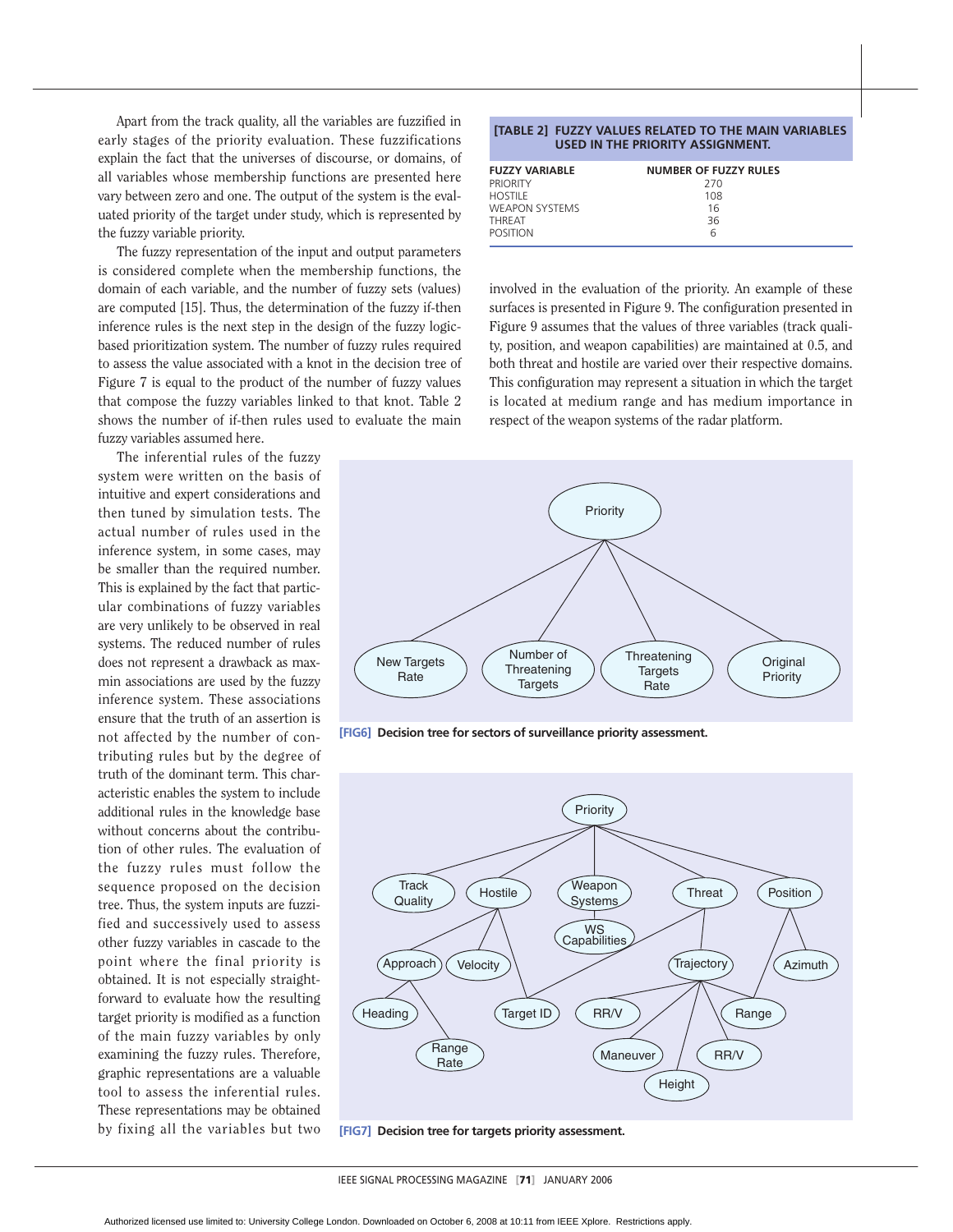Apart from the track quality, all the variables are fuzzified in early stages of the priority evaluation. These fuzzifications explain the fact that the universes of discourse, or domains, of all variables whose membership functions are presented here vary between zero and one. The output of the system is the evaluated priority of the target under study, which is represented by the fuzzy variable priority.

The fuzzy representation of the input and output parameters is considered complete when the membership functions, the domain of each variable, and the number of fuzzy sets (values) are computed [15]. Thus, the determination of the fuzzy if-then inference rules is the next step in the design of the fuzzy logic-based prioritization system. The number of fuzzy rules required to assess the value associated with a knot in the decision tree of Figure 7 is equal to the product of the number of fuzzy values that compose the fuzzy variables linked to that knot. Table 2 shows the number of if-then rules used to evaluate the main fuzzy variables assumed here.

The inferential rules of the fuzzy system were written on the basis of intuitive and expert considerations and then tuned by simulation tests. The actual number of rules used in the inference system, in some cases, may be smaller than the required number. This is explained by the fact that particular combinations of fuzzy variables are very unlikely to be observed in real systems. The reduced number of rules does not represent a drawback as max-min associations are used by the fuzzy inference system. These associations ensure that the truth of an assertion is not affected by the number of contributing rules but by the degree of truth of the dominant term. This characteristic enables the system to include additional rules in the knowledge base without concerns about the contribution of other rules. The evaluation of the fuzzy rules must follow the sequence proposed on the decision tree. Thus, the system inputs are fuzzified and successively used to assess other fuzzy variables in cascade to the point where the final priority is obtained. It is not especially straightforward to evaluate how the resulting target priority is modified as a function of the main fuzzy variables by only examining the fuzzy rules. Therefore, graphic representations are a valuable tool to assess the inferential rules. These representations may be obtained by fixing all the variables but two involved in the evaluation of the priority. An example of these surfaces is presented in Figure 9. The configuration presented in Figure 9 assumes that the values of three variables (track quality, position, and weapon capabilities) are maintained at 0.5, and both threat and hostile are varied over their respective domains. This configuration may represent a situation in which the target is located at medium range and has medium importance in respect of the weapon systems of the radar platform.

**[TABLE 2] FUZZY VALUES RELATED TO THE MAIN VARIABLES USED IN THE PRIORITY ASSIGNMENT.**

| FUZZY VARIABLE | NUMBER OF FUZZY RULES |
|---|---|
| PRIORITY | 270 |
| HOSTILE | 108 |
| WEAPON SYSTEMS | 16 |
| THREAT | 36 |
| POSITION | 6 |

Priority

New Targets Rate

Number of Threatening Targets

Threatening Targets Rate

Original Priority

**[FIG6]** Decision tree for sectors of surveillance priority assessment.

Priority

Track Quality

Hostile

Weapon Systems

WS Capabilities

Threat

Position

Approach

Velocity

Trajectory

Azimuth

Heading

Range Rate

Target ID

RR/V

Range

Maneuver

RR/V

Height

**[FIG7]** Decision tree for targets priority assessment.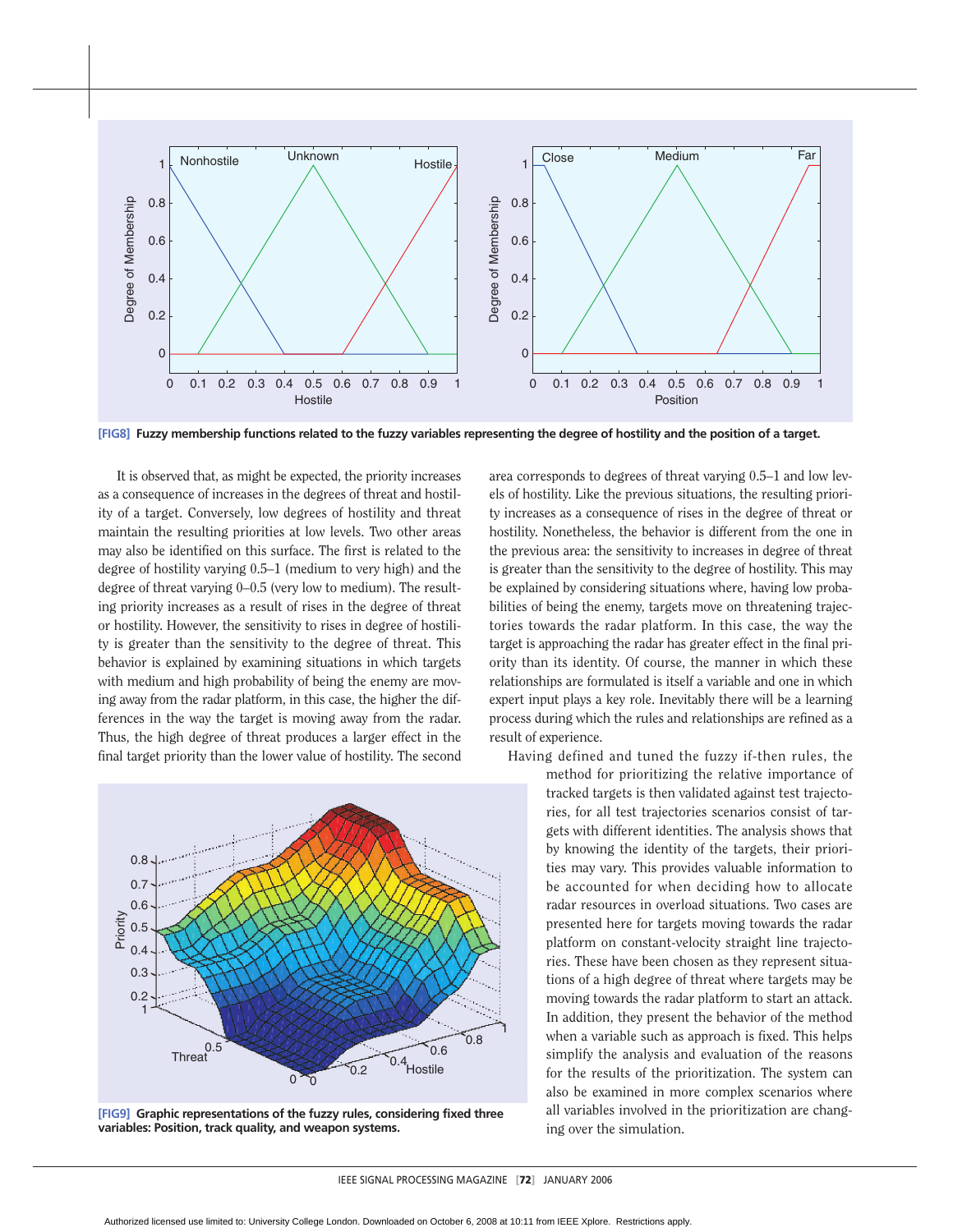**[FIG8]** Fuzzy membership functions related to the fuzzy variables representing the degree of hostility and the position of a target.

It is observed that, as might be expected, the priority increases as a consequence of increases in the degrees of threat and hostility of a target. Conversely, low degrees of hostility and threat maintain the resulting priorities at low levels. Two other areas may also be identified on this surface. The first is related to the degree of hostility varying 0.5–1 (medium to very high) and the degree of threat varying 0–0.5 (very low to medium). The resulting priority increases as a result of rises in the degree of threat or hostility. However, the sensitivity to rises in degree of hostility is greater than the sensitivity to the degree of threat. This behavior is explained by examining situations in which targets with medium and high probability of being the enemy are moving away from the radar platform, in this case, the higher the differences in the way the target is moving away from the radar. Thus, the high degree of threat produces a larger effect in the final target priority than the lower value of hostility. The second area corresponds to degrees of threat varying 0.5–1 and low levels of hostility. Like the previous situations, the resulting priority increases as a consequence of rises in the degree of threat or hostility. Nonetheless, the behavior is different from the one in the previous area: the sensitivity to increases in degree of threat is greater than the sensitivity to the degree of hostility. This may be explained by considering situations where, having low probabilities of being the enemy, targets move on threatening trajectories towards the radar platform. In this case, the way the target is approaching the radar has greater effect in the final priority than its identity. Of course, the manner in which these relationships are formulated is itself a variable and one in which expert input plays a key role. Inevitably there will be a learning process during which the rules and relationships are refined as a result of experience.

**[FIG9]** Graphic representations of the fuzzy rules, considering fixed three variables: Position, track quality, and weapon systems.

Having defined and tuned the fuzzy if-then rules, the method for prioritizing the relative importance of tracked targets is then validated against test trajectories, for all test trajectories scenarios consist of targets with different identities. The analysis shows that by knowing the identity of the targets, their priorities may vary. This provides valuable information to be accounted for when deciding how to allocate radar resources in overload situations. Two cases are presented here for targets moving towards the radar platform on constant-velocity straight line trajectories. These have been chosen as they represent situations of a high degree of threat where targets may be moving towards the radar platform to start an attack. In addition, they present the behavior of the method when a variable such as approach is fixed. This helps simplify the analysis and evaluation of the reasons for the results of the prioritization. The system can also be examined in more complex scenarios where all variables involved in the prioritization are changing over the simulation.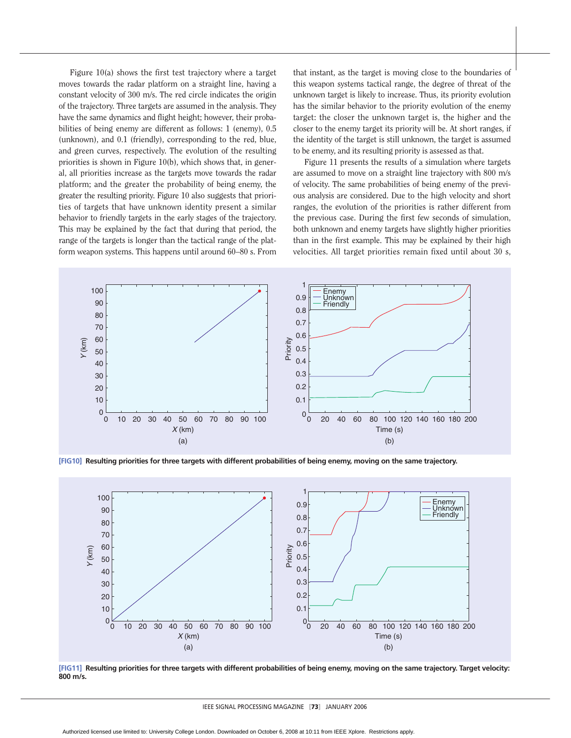Figure 10(a) shows the first test trajectory where a target moves towards the radar platform on a straight line, having a constant velocity of 300 m/s. The red circle indicates the origin of the trajectory. Three targets are assumed in the analysis. They have the same dynamics and flight height; however, their probabilities of being enemy are different as follows: 1 (enemy), 0.5 (unknown), and 0.1 (friendly), corresponding to the red, blue, and green curves, respectively. The evolution of the resulting priorities is shown in Figure 10(b), which shows that, in general, all priorities increase as the targets move towards the radar platform; and the greater the probability of being enemy, the greater the resulting priority. Figure 10 also suggests that priorities of targets that have unknown identity present a similar behavior to friendly targets in the early stages of the trajectory. This may be explained by the fact that during that period, the range of the targets is longer than the tactical range of the platform weapon systems. This happens until around 60–80 s. From that instant, as the target is moving close to the boundaries of this weapon systems tactical range, the degree of threat of the unknown target is likely to increase. Thus, its priority evolution has the similar behavior to the priority evolution of the enemy target: the closer the unknown target is, the higher and the closer to the enemy target its priority will be. At short ranges, if the identity of the target is still unknown, the target is assumed to be enemy, and its resulting priority is assessed as that.

Figure 11 presents the results of a simulation where targets are assumed to move on a straight line trajectory with 800 m/s of velocity. The same probabilities of being enemy of the previous analysis are considered. Due to the high velocity and short ranges, the evolution of the priorities is rather different from the previous case. During the first few seconds of simulation, both unknown and enemy targets have slightly higher priorities than in the first example. This may be explained by their high velocities. All target priorities remain fixed until about 30 s,

**[FIG10]** Resulting priorities for three targets with different probabilities of being enemy, moving on the same trajectory.

**[FIG11]** Resulting priorities for three targets with different probabilities of being enemy, moving on the same trajectory. Target velocity: 800 m/s.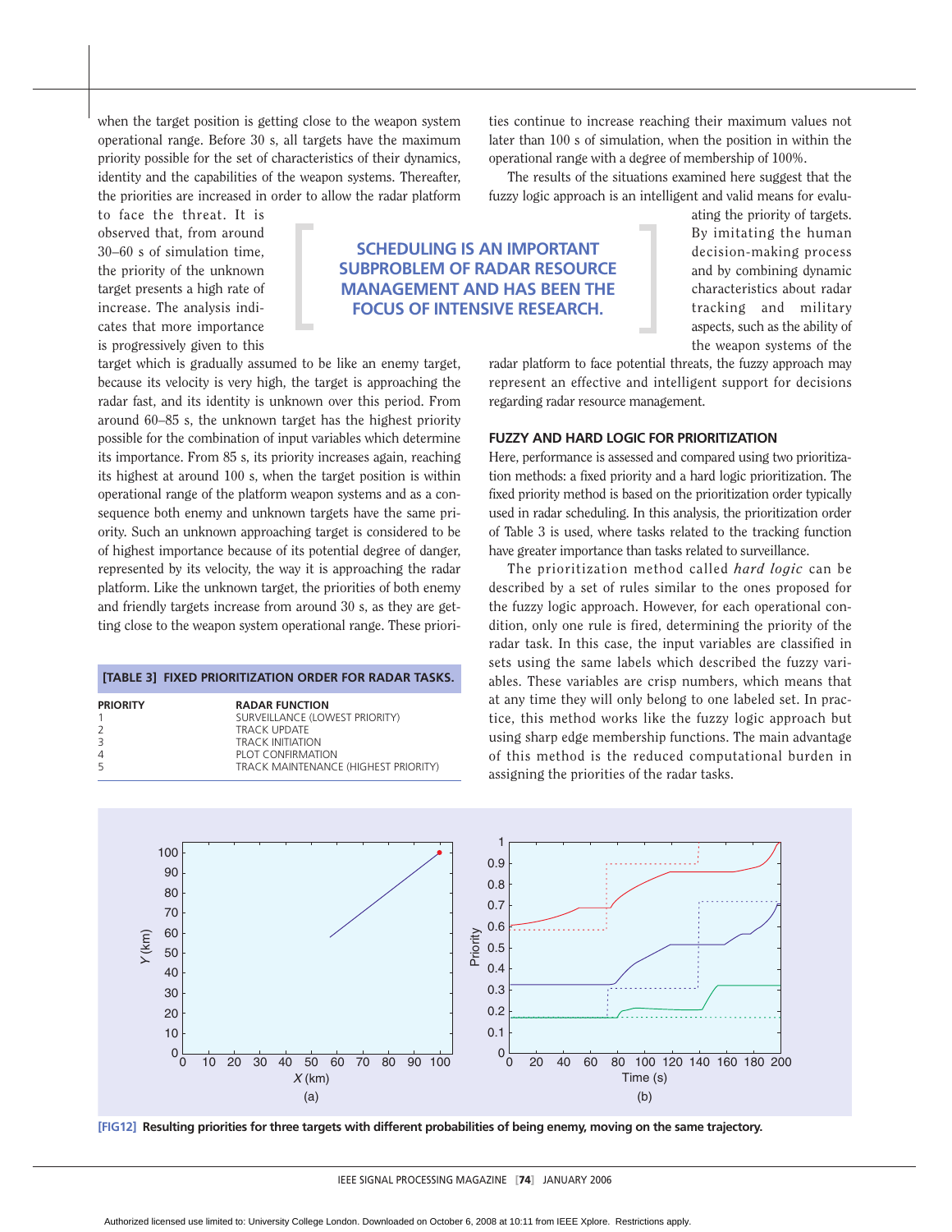when the target position is getting close to the weapon system operational range. Before 30 s, all targets have the maximum priority possible for the set of characteristics of their dynamics, identity and the capabilities of the weapon systems. Thereafter, the priorities are increased in order to allow the radar platform to face the threat. It is observed that, from around 30–60 s of simulation time, the priority of the unknown target presents a high rate of increase. The analysis indicates that more importance is progressively given to this target which is gradually assumed to be like an enemy target, because its velocity is very high, the target is approaching the radar fast, and its identity is unknown over this period. From around 60–85 s, the unknown target has the highest priority possible for the combination of input variables which determine its importance. From 85 s, its priority increases again, reaching its highest at around 100 s, when the target position is within operational range of the platform weapon systems and as a consequence both enemy and unknown targets have the same priority. Such an unknown approaching target is considered to be of highest importance because of its potential degree of danger, represented by its velocity, the way it is approaching the radar platform. Like the unknown target, the priorities of both enemy and friendly targets increase from around 30 s, as they are getting close to the weapon system operational range. These priorities continue to increase reaching their maximum values not later than 100 s of simulation, when the position in within the operational range with a degree of membership of 100%.

The results of the situations examined here suggest that the fuzzy logic approach is an intelligent and valid means for evaluating the priority of targets. By imitating the human decision-making process and by combining dynamic characteristics about radar tracking and military aspects, such as the ability of the weapon systems of the radar platform to face potential threats, the fuzzy approach may represent an effective and intelligent support for decisions regarding radar resource management.

> **SCHEDULING IS AN IMPORTANT SUBPROBLEM OF RADAR RESOURCE MANAGEMENT AND HAS BEEN THE FOCUS OF INTENSIVE RESEARCH.**

**[TABLE 3] FIXED PRIORITIZATION ORDER FOR RADAR TASKS.**

| PRIORITY | RADAR FUNCTION |
|---|---|
| 1 | SURVEILLANCE (LOWEST PRIORITY) |
| 2 | TRACK UPDATE |
| 3 | TRACK INITIATION |
| 4 | PLOT CONFIRMATION |
| 5 | TRACK MAINTENANCE (HIGHEST PRIORITY) |

## FUZZY AND HARD LOGIC FOR PRIORITIZATION

Here, performance is assessed and compared using two prioritization methods: a fixed priority and a hard logic prioritization. The fixed priority method is based on the prioritization order typically used in radar scheduling. In this analysis, the prioritization order of Table 3 is used, where tasks related to the tracking function have greater importance than tasks related to surveillance.

The prioritization method called *hard logic* can be described by a set of rules similar to the ones proposed for the fuzzy logic approach. However, for each operational condition, only one rule is fired, determining the priority of the radar task. In this case, the input variables are classified in sets using the same labels which described the fuzzy variables. These variables are crisp numbers, which means that at any time they will only belong to one labeled set. In practice, this method works like the fuzzy logic approach but using sharp edge membership functions. The main advantage of this method is the reduced computational burden in assigning the priorities of the radar tasks.

**[FIG12]** Resulting priorities for three targets with different probabilities of being enemy, moving on the same trajectory.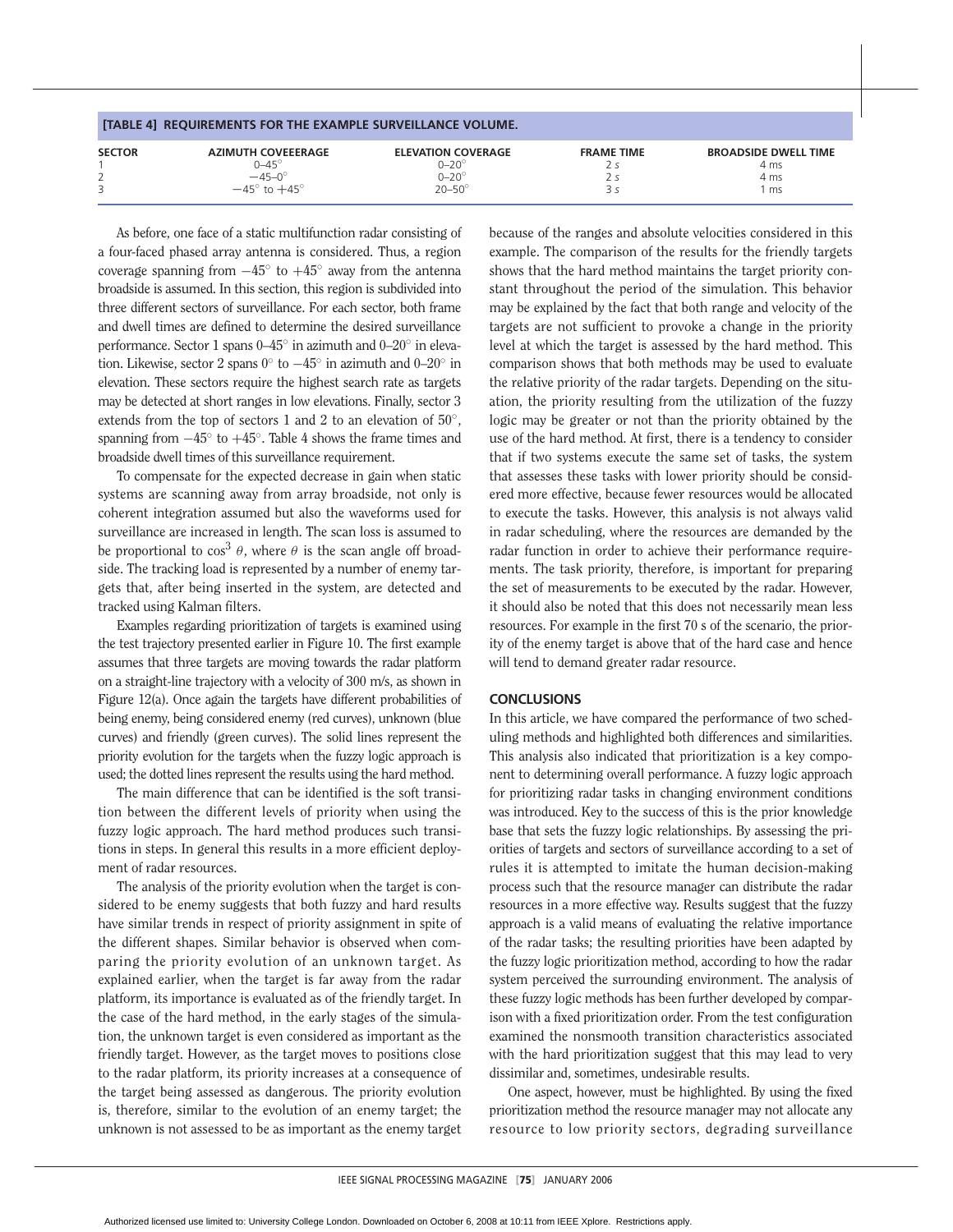**[TABLE 4] REQUIREMENTS FOR THE EXAMPLE SURVEILLANCE VOLUME.**

| SECTOR | AZIMUTH COVEEERAGE | ELEVATION COVERAGE | FRAME TIME | BROADSIDE DWELL TIME |
|---|---|---|---|---|
| 1 | 0–45° | 0–20° | 2 s | 4 ms |
| 2 | −45–0° | 0–20° | 2 s | 4 ms |
| 3 | −45° to +45° | 20–50° | 3 s | 1 ms |

As before, one face of a static multifunction radar consisting of a four-faced phased array antenna is considered. Thus, a region coverage spanning from $-45^\circ$ to $+45^\circ$ away from the antenna broadside is assumed. In this section, this region is subdivided into three different sectors of surveillance. For each sector, both frame and dwell times are defined to determine the desired surveillance performance. Sector 1 spans 0–45° in azimuth and 0–20° in elevation. Likewise, sector 2 spans 0° to −45° in azimuth and 0–20° in elevation. These sectors require the highest search rate as targets may be detected at short ranges in low elevations. Finally, sector 3 extends from the top of sectors 1 and 2 to an elevation of 50°, spanning from −45° to +45°. Table 4 shows the frame times and broadside dwell times of this surveillance requirement.

To compensate for the expected decrease in gain when static systems are scanning away from array broadside, not only is coherent integration assumed but also the waveforms used for surveillance are increased in length. The scan loss is assumed to be proportional to $\cos^3 \theta$, where $\theta$ is the scan angle off broadside. The tracking load is represented by a number of enemy targets that, after being inserted in the system, are detected and tracked using Kalman filters.

Examples regarding prioritization of targets is examined using the test trajectory presented earlier in Figure 10. The first example assumes that three targets are moving towards the radar platform on a straight-line trajectory with a velocity of 300 m/s, as shown in Figure 12(a). Once again the targets have different probabilities of being enemy, being considered enemy (red curves), unknown (blue curves) and friendly (green curves). The solid lines represent the priority evolution for the targets when the fuzzy logic approach is used; the dotted lines represent the results using the hard method.

The main difference that can be identified is the soft transition between the different levels of priority when using the fuzzy logic approach. The hard method produces such transitions in steps. In general this results in a more efficient deployment of radar resources.

The analysis of the priority evolution when the target is considered to be enemy suggests that both fuzzy and hard results have similar trends in respect of priority assignment in spite of the different shapes. Similar behavior is observed when comparing the priority evolution of an unknown target. As explained earlier, when the target is far away from the radar platform, its importance is evaluated as of the friendly target. In the case of the hard method, in the early stages of the simulation, the unknown target is even considered as important as the friendly target. However, as the target moves to positions close to the radar platform, its priority increases at a consequence of the target being assessed as dangerous. The priority evolution is, therefore, similar to the evolution of an enemy target; the unknown is not assessed to be as important as the enemy target because of the ranges and absolute velocities considered in this example. The comparison of the results for the friendly targets shows that the hard method maintains the target priority constant throughout the period of the simulation. This behavior may be explained by the fact that both range and velocity of the targets are not sufficient to provoke a change in the priority level at which the target is assessed by the hard method. This comparison shows that both methods may be used to evaluate the relative priority of the radar targets. Depending on the situation, the priority resulting from the utilization of the fuzzy logic may be greater or not than the priority obtained by the use of the hard method. At first, there is a tendency to consider that if two systems execute the same set of tasks, the system that assesses these tasks with lower priority should be considered more effective, because fewer resources would be allocated to execute the tasks. However, this analysis is not always valid in radar scheduling, where the resources are demanded by the radar function in order to achieve their performance requirements. The task priority, therefore, is important for preparing the set of measurements to be executed by the radar. However, it should also be noted that this does not necessarily mean less resources. For example in the first 70 s of the scenario, the priority of the enemy target is above that of the hard case and hence will tend to demand greater radar resource.

## CONCLUSIONS

In this article, we have compared the performance of two scheduling methods and highlighted both differences and similarities. This analysis also indicated that prioritization is a key component to determining overall performance. A fuzzy logic approach for prioritizing radar tasks in changing environment conditions was introduced. Key to the success of this is the prior knowledge base that sets the fuzzy logic relationships. By assessing the priorities of targets and sectors of surveillance according to a set of rules it is attempted to imitate the human decision-making process such that the resource manager can distribute the radar resources in a more effective way. Results suggest that the fuzzy approach is a valid means of evaluating the relative importance of the radar tasks; the resulting priorities have been adapted by the fuzzy logic prioritization method, according to how the radar system perceived the surrounding environment. The analysis of these fuzzy logic methods has been further developed by comparison with a fixed prioritization order. From the test configuration examined the nonsmooth transition characteristics associated with the hard prioritization suggest that this may lead to very dissimilar and, sometimes, undesirable results.

One aspect, however, must be highlighted. By using the fixed prioritization method the resource manager may not allocate any resource to low priority sectors, degrading surveillance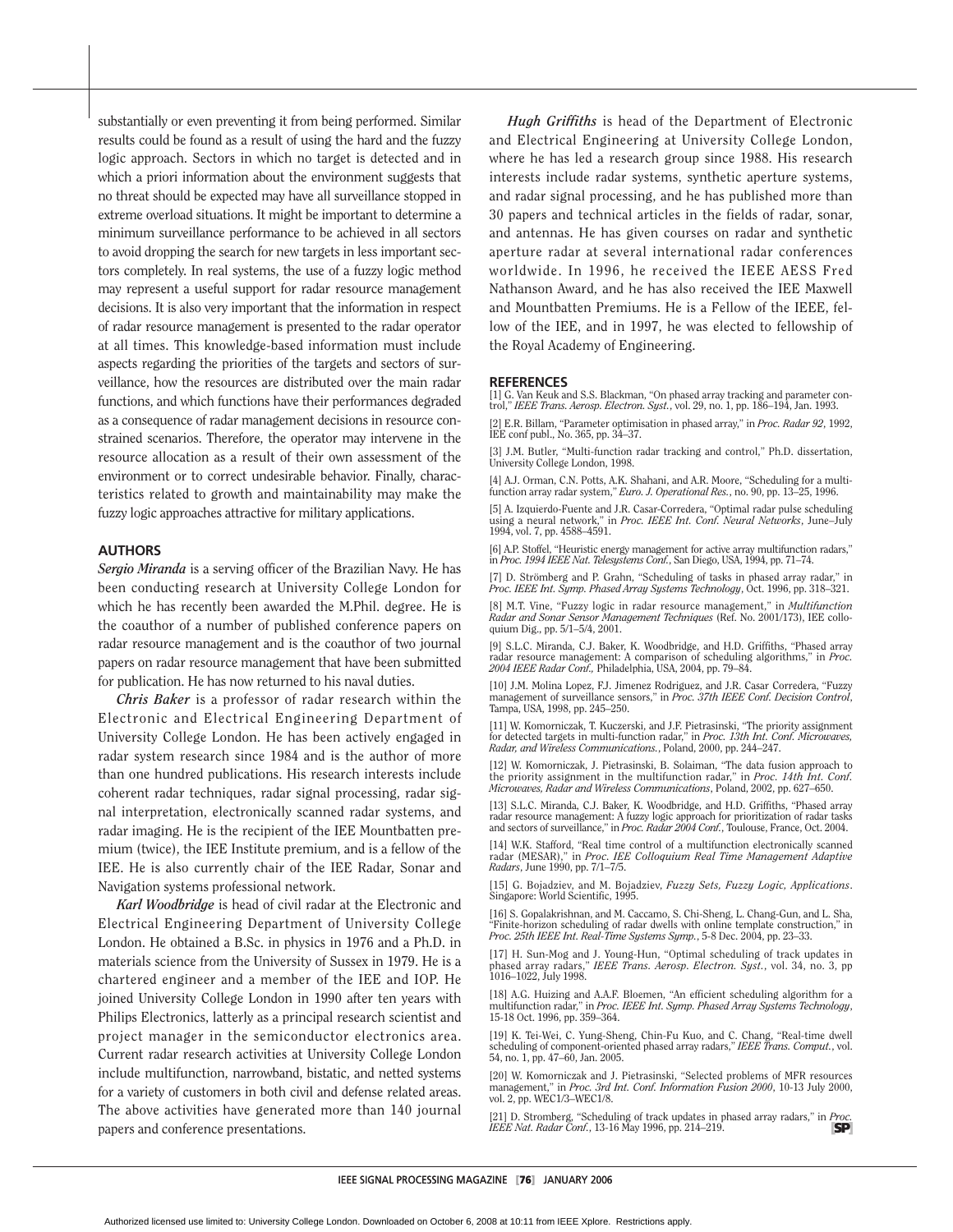substantially or even preventing it from being performed. Similar results could be found as a result of using the hard and the fuzzy logic approach. Sectors in which no target is detected and in which a priori information about the environment suggests that no threat should be expected may have all surveillance stopped in extreme overload situations. It might be important to determine a minimum surveillance performance to be achieved in all sectors to avoid dropping the search for new targets in less important sectors completely. In real systems, the use of a fuzzy logic method may represent a useful support for radar resource management decisions. It is also very important that the information in respect of radar resource management is presented to the radar operator at all times. This knowledge-based information must include aspects regarding the priorities of the targets and sectors of surveillance, how the resources are distributed over the main radar functions, and which functions have their performances degraded as a consequence of radar management decisions in resource constrained scenarios. Therefore, the operator may intervene in the resource allocation as a result of their own assessment of the environment or to correct undesirable behavior. Finally, characteristics related to growth and maintainability may make the fuzzy logic approaches attractive for military applications.

## AUTHORS

***Sergio Miranda*** is a serving officer of the Brazilian Navy. He has been conducting research at University College London for which he has recently been awarded the M.Phil. degree. He is the coauthor of a number of published conference papers on radar resource management and is the coauthor of two journal papers on radar resource management that have been submitted for publication. He has now returned to his naval duties.

***Chris Baker*** is a professor of radar research within the Electronic and Electrical Engineering Department of University College London. He has been actively engaged in radar system research since 1984 and is the author of more than one hundred publications. His research interests include coherent radar techniques, radar signal processing, radar signal interpretation, electronically scanned radar systems, and radar imaging. He is the recipient of the IEE Mountbatten premium (twice), the IEE Institute premium, and is a fellow of the IEE. He is also currently chair of the IEE Radar, Sonar and Navigation systems professional network.

***Karl Woodbridge*** is head of civil radar at the Electronic and Electrical Engineering Department of University College London. He obtained a B.Sc. in physics in 1976 and a Ph.D. in materials science from the University of Sussex in 1979. He is a chartered engineer and a member of the IEE and IOP. He joined University College London in 1990 after ten years with Philips Electronics, latterly as a principal research scientist and project manager in the semiconductor electronics area. Current radar research activities at University College London include multifunction, narrowband, bistatic, and netted systems for a variety of customers in both civil and defense related areas. The above activities have generated more than 140 journal papers and conference presentations.

***Hugh Griffiths*** is head of the Department of Electronic and Electrical Engineering at University College London, where he has led a research group since 1988. His research interests include radar systems, synthetic aperture systems, and radar signal processing, and he has published more than 30 papers and technical articles in the fields of radar, sonar, and antennas. He has given courses on radar and synthetic aperture radar at several international radar conferences worldwide. In 1996, he received the IEEE AESS Fred Nathanson Award, and he has also received the IEE Maxwell and Mountbatten Premiums. He is a Fellow of the IEEE, fellow of the IEE, and in 1997, he was elected to fellowship of the Royal Academy of Engineering.

## REFERENCES

[1] G. Van Keuk and S.S. Blackman, "On phased array tracking and parameter control," *IEEE Trans. Aerosp. Electron. Syst.*, vol. 29, no. 1, pp. 186–194, Jan. 1993.

[2] E.R. Billam, "Parameter optimisation in phased array," in *Proc. Radar 92*, 1992, IEE conf publ., No. 365, pp. 34–37.

[3] J.M. Butler, "Multi-function radar tracking and control," Ph.D. dissertation, University College London, 1998.

[4] A.J. Orman, C.N. Potts, A.K. Shahani, and A.R. Moore, "Scheduling for a multifunction array radar system," *Euro. J. Operational Res.*, no. 90, pp. 13–25, 1996.

[5] A. Izquierdo-Fuente and J.R. Casar-Corredera, "Optimal radar pulse scheduling using a neural network," in *Proc. IEEE Int. Conf. Neural Networks*, June–July 1994, vol. 7, pp. 4588–4591.

[6] A.P. Stoffel, "Heuristic energy management for active array multifunction radars," in *Proc. 1994 IEEE Nat. Telesystems Conf.*, San Diego, USA, 1994, pp. 71–74.

[7] D. Strömberg and P. Grahn, "Scheduling of tasks in phased array radar," in *Proc. IEEE Int. Symp. Phased Array Systems Technology*, Oct. 1996, pp. 318–321.

[8] M.T. Vine, "Fuzzy logic in radar resource management," in *Multifunction Radar and Sonar Sensor Management Techniques* (Ref. No. 2001/173), IEE colloquium Dig., pp. 5/1–5/4, 2001.

[9] S.L.C. Miranda, C.J. Baker, K. Woodbridge, and H.D. Griffiths, "Phased array radar resource management: A comparison of scheduling algorithms," in *Proc. 2004 IEEE Radar Conf.,* Philadelphia, USA, 2004, pp. 79–84.

[10] J.M. Molina Lopez, F.J. Jimenez Rodriguez, and J.R. Casar Corredera, "Fuzzy management of surveillance sensors," in *Proc. 37th IEEE Conf. Decision Control*, Tampa, USA, 1998, pp. 245–250.

[11] W. Komorniczak, T. Kuczerski, and J.F. Pietrasinski, "The priority assignment for detected targets in multi-function radar," in *Proc. 13th Int. Conf. Microwaves, Radar, and Wireless Communications.*, Poland, 2000, pp. 244–247.

[12] W. Komorniczak, J. Pietrasinski, B. Solaiman, "The data fusion approach to the priority assignment in the multifunction radar," in *Proc. 14th Int. Conf. Microwaves, Radar and Wireless Communications*, Poland, 2002, pp. 627–650.

[13] S.L.C. Miranda, C.J. Baker, K. Woodbridge, and H.D. Griffiths, "Phased array radar resource management: A fuzzy logic approach for prioritization of radar tasks and sectors of surveillance," in *Proc. Radar 2004 Conf.*, Toulouse, France, Oct. 2004.

[14] W.K. Stafford, "Real time control of a multifunction electronically scanned radar (MESAR)," in *Proc. IEE Colloquium Real Time Management Adaptive Radars*, June 1990, pp. 7/1–7/5.

[15] G. Bojadziev, and M. Bojadziev, *Fuzzy Sets, Fuzzy Logic, Applications*. Singapore: World Scientific, 1995.

[16] S. Gopalakrishnan, and M. Caccamo, S. Chi-Sheng, L. Chang-Gun, and L. Sha, "Finite-horizon scheduling of radar dwells with online template construction," in *Proc. 25th IEEE Int. Real-Time Systems Symp.*, 5-8 Dec. 2004, pp. 23–33.

[17] H. Sun-Mog and J. Young-Hun, "Optimal scheduling of track updates in phased array radars," *IEEE Trans. Aerosp. Electron. Syst.*, vol. 34, no. 3, pp 1016–1022, July 1998.

[18] A.G. Huizing and A.A.F. Bloemen, "An efficient scheduling algorithm for a multifunction radar," in *Proc. IEEE Int. Symp. Phased Array Systems Technology*, 15-18 Oct. 1996, pp. 359–364.

[19] K. Tei-Wei, C. Yung-Sheng, Chin-Fu Kuo, and C. Chang, "Real-time dwell scheduling of component-oriented phased array radars," *IEEE Trans. Comput.*, vol. 54, no. 1, pp. 47–60, Jan. 2005.

[20] W. Komorniczak and J. Pietrasinski, "Selected problems of MFR resources management," in *Proc. 3rd Int. Conf. Information Fusion 2000*, 10-13 July 2000, vol. 2, pp. WEC1/3–WEC1/8.

[21] D. Stromberg, "Scheduling of track updates in phased array radars," in *Proc. IEEE Nat. Radar Conf.*, 13-16 May 1996, pp. 214–219.